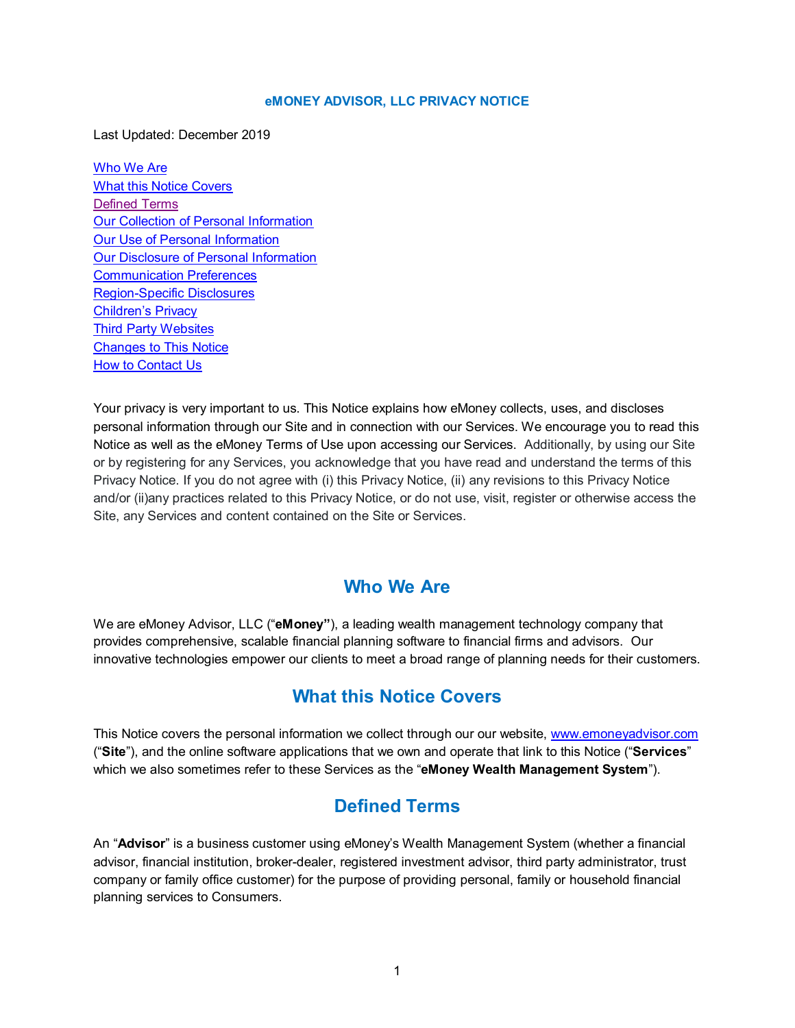**eMONEY ADVISOR, LLC PRIVACY NOTICE**

Last Updated: December 2019

- Who We Are
- What this Notice Covers
- Defined Terms
- Our Collection of Personal Information
- Our Use of Personal Information
- Our Disclosure of Personal Information
- Communication Preferences
- Region-Specific Disclosures
- Children's Privacy
- Third Party Websites
- Changes to This Notice
- How to Contact Us

Your privacy is very important to us. This Notice explains how eMoney collects, uses, and discloses personal information through our Site and in connection with our Services. We encourage you to read this Notice as well as the eMoney Terms of Use upon accessing our Services. Additionally, by using our Site or by registering for any Services, you acknowledge that you have read and understand the terms of this Privacy Notice. If you do not agree with (i) this Privacy Notice, (ii) any revisions to this Privacy Notice and/or (ii)any practices related to this Privacy Notice, or do not use, visit, register or otherwise access the Site, any Services and content contained on the Site or Services.

## Who We Are

We are eMoney Advisor, LLC ("**eMoney**"), a leading wealth management technology company that provides comprehensive, scalable financial planning software to financial firms and advisors. Our innovative technologies empower our clients to meet a broad range of planning needs for their customers.

## What this Notice Covers

This Notice covers the personal information we collect through our our website, www.emoneyadvisor.com ("**Site**"), and the online software applications that we own and operate that link to this Notice ("**Services**" which we also sometimes refer to these Services as the "**eMoney Wealth Management System**").

## Defined Terms

An "**Advisor**" is a business customer using eMoney's Wealth Management System (whether a financial advisor, financial institution, broker-dealer, registered investment advisor, third party administrator, trust company or family office customer) for the purpose of providing personal, family or household financial planning services to Consumers.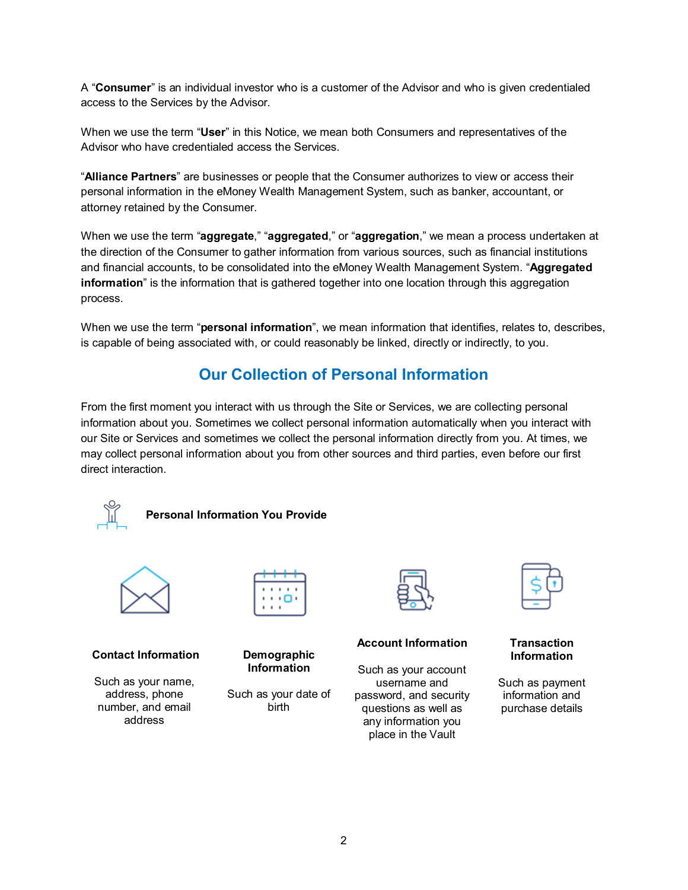A "**Consumer**" is an individual investor who is a customer of the Advisor and who is given credentialed access to the Services by the Advisor.

When we use the term "**User**" in this Notice, we mean both Consumers and representatives of the Advisor who have credentialed access the Services.

"**Alliance Partners**" are businesses or people that the Consumer authorizes to view or access their personal information in the eMoney Wealth Management System, such as banker, accountant, or attorney retained by the Consumer.

When we use the term "**aggregate**," "**aggregated**," or "**aggregation**," we mean a process undertaken at the direction of the Consumer to gather information from various sources, such as financial institutions and financial accounts, to be consolidated into the eMoney Wealth Management System. "**Aggregated information**" is the information that is gathered together into one location through this aggregation process.

When we use the term "**personal information**", we mean information that identifies, relates to, describes, is capable of being associated with, or could reasonably be linked, directly or indirectly, to you.

## Our Collection of Personal Information

From the first moment you interact with us through the Site or Services, we are collecting personal information about you. Sometimes we collect personal information automatically when you interact with our Site or Services and sometimes we collect the personal information directly from you. At times, we may collect personal information about you from other sources and third parties, even before our first direct interaction.

### Personal Information You Provide

**Contact Information**

Such as your name, address, phone number, and email address

**Demographic Information**

Such as your date of birth

**Account Information**

Such as your account username and password, and security questions as well as any information you place in the Vault

**Transaction Information**

Such as payment information and purchase details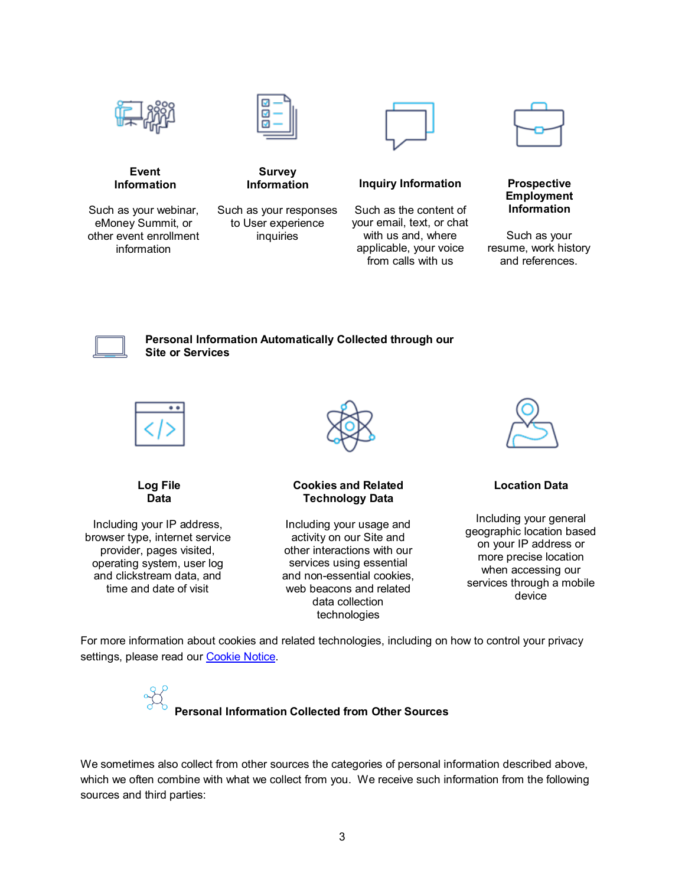**Event Information**

Such as your webinar, eMoney Summit, or other event enrollment information

**Survey Information**

Such as your responses to User experience inquiries

**Inquiry Information**

Such as the content of your email, text, or chat with us and, where applicable, your voice from calls with us

**Prospective Employment Information**

Such as your resume, work history and references.

## Personal Information Automatically Collected through our Site or Services

**Log File Data**

Including your IP address, browser type, internet service provider, pages visited, operating system, user log and clickstream data, and time and date of visit

**Cookies and Related Technology Data**

Including your usage and activity on our Site and other interactions with our services using essential and non-essential cookies, web beacons and related data collection technologies

**Location Data**

Including your general geographic location based on your IP address or more precise location when accessing our services through a mobile device

For more information about cookies and related technologies, including on how to control your privacy settings, please read our Cookie Notice.

## Personal Information Collected from Other Sources

We sometimes also collect from other sources the categories of personal information described above, which we often combine with what we collect from you. We receive such information from the following sources and third parties: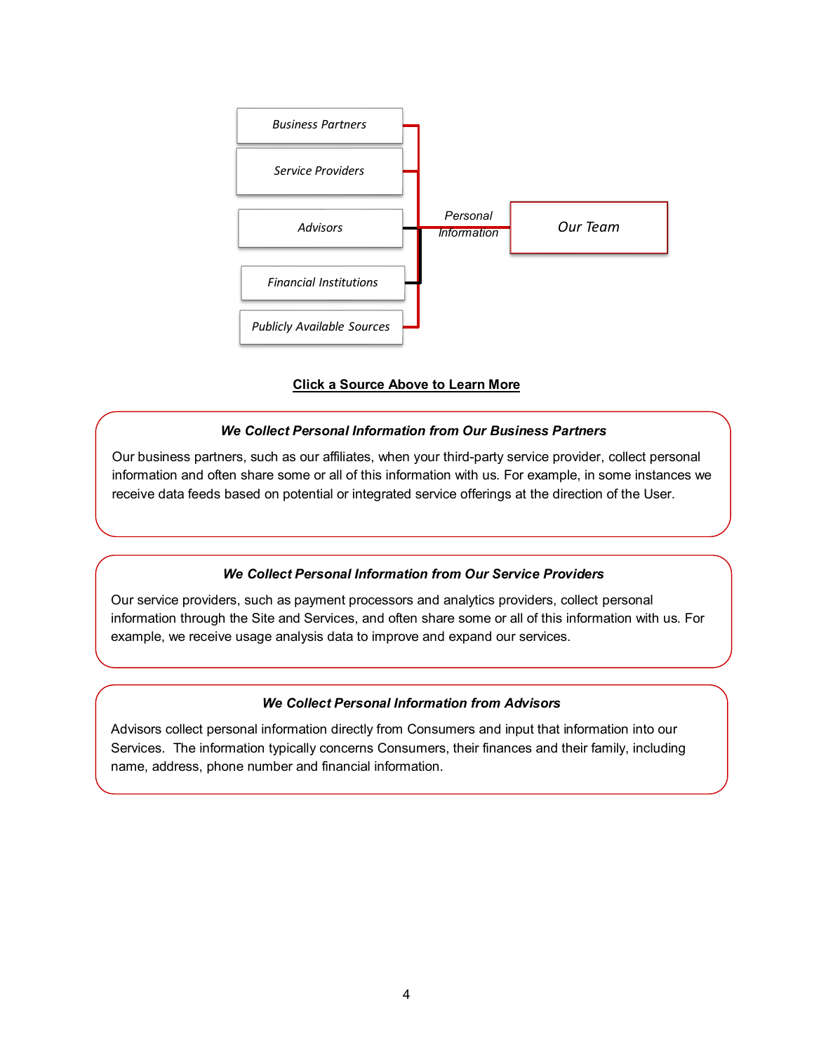Business Partners

Service Providers

Advisors

Financial Institutions

Publicly Available Sources

Personal Information

Our Team

**Click a Source Above to Learn More**

***We Collect Personal Information from Our Business Partners***

Our business partners, such as our affiliates, when your third-party service provider, collect personal information and often share some or all of this information with us. For example, in some instances we receive data feeds based on potential or integrated service offerings at the direction of the User.

***We Collect Personal Information from Our Service Providers***

Our service providers, such as payment processors and analytics providers, collect personal information through the Site and Services, and often share some or all of this information with us. For example, we receive usage analysis data to improve and expand our services.

***We Collect Personal Information from Advisors***

Advisors collect personal information directly from Consumers and input that information into our Services. The information typically concerns Consumers, their finances and their family, including name, address, phone number and financial information.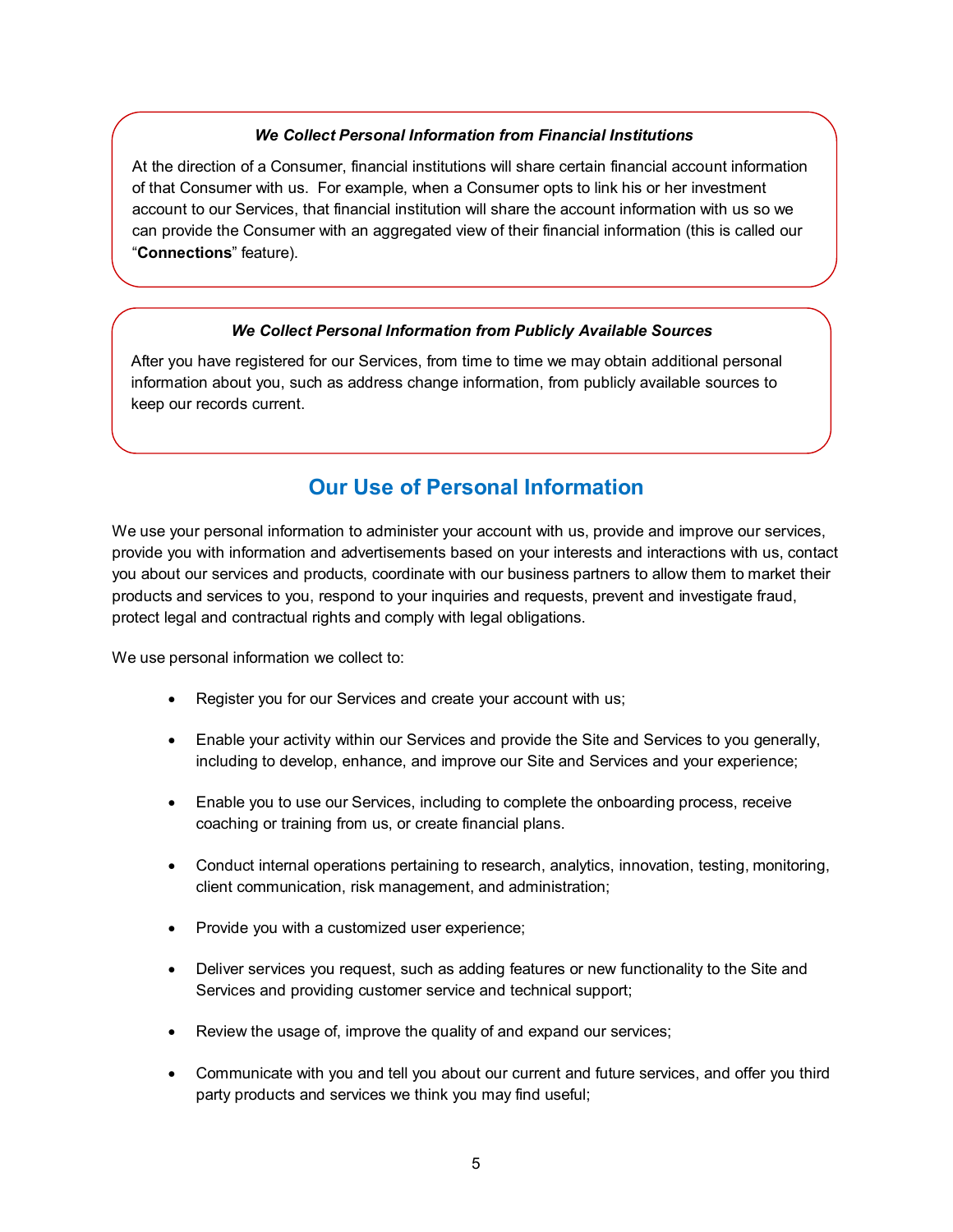### *We Collect Personal Information from Financial Institutions*

At the direction of a Consumer, financial institutions will share certain financial account information of that Consumer with us. For example, when a Consumer opts to link his or her investment account to our Services, that financial institution will share the account information with us so we can provide the Consumer with an aggregated view of their financial information (this is called our "**Connections**" feature).

### *We Collect Personal Information from Publicly Available Sources*

After you have registered for our Services, from time to time we may obtain additional personal information about you, such as address change information, from publicly available sources to keep our records current.

## Our Use of Personal Information

We use your personal information to administer your account with us, provide and improve our services, provide you with information and advertisements based on your interests and interactions with us, contact you about our services and products, coordinate with our business partners to allow them to market their products and services to you, respond to your inquiries and requests, prevent and investigate fraud, protect legal and contractual rights and comply with legal obligations.

We use personal information we collect to:

- Register you for our Services and create your account with us;
- Enable your activity within our Services and provide the Site and Services to you generally, including to develop, enhance, and improve our Site and Services and your experience;
- Enable you to use our Services, including to complete the onboarding process, receive coaching or training from us, or create financial plans.
- Conduct internal operations pertaining to research, analytics, innovation, testing, monitoring, client communication, risk management, and administration;
- Provide you with a customized user experience;
- Deliver services you request, such as adding features or new functionality to the Site and Services and providing customer service and technical support;
- Review the usage of, improve the quality of and expand our services;
- Communicate with you and tell you about our current and future services, and offer you third party products and services we think you may find useful;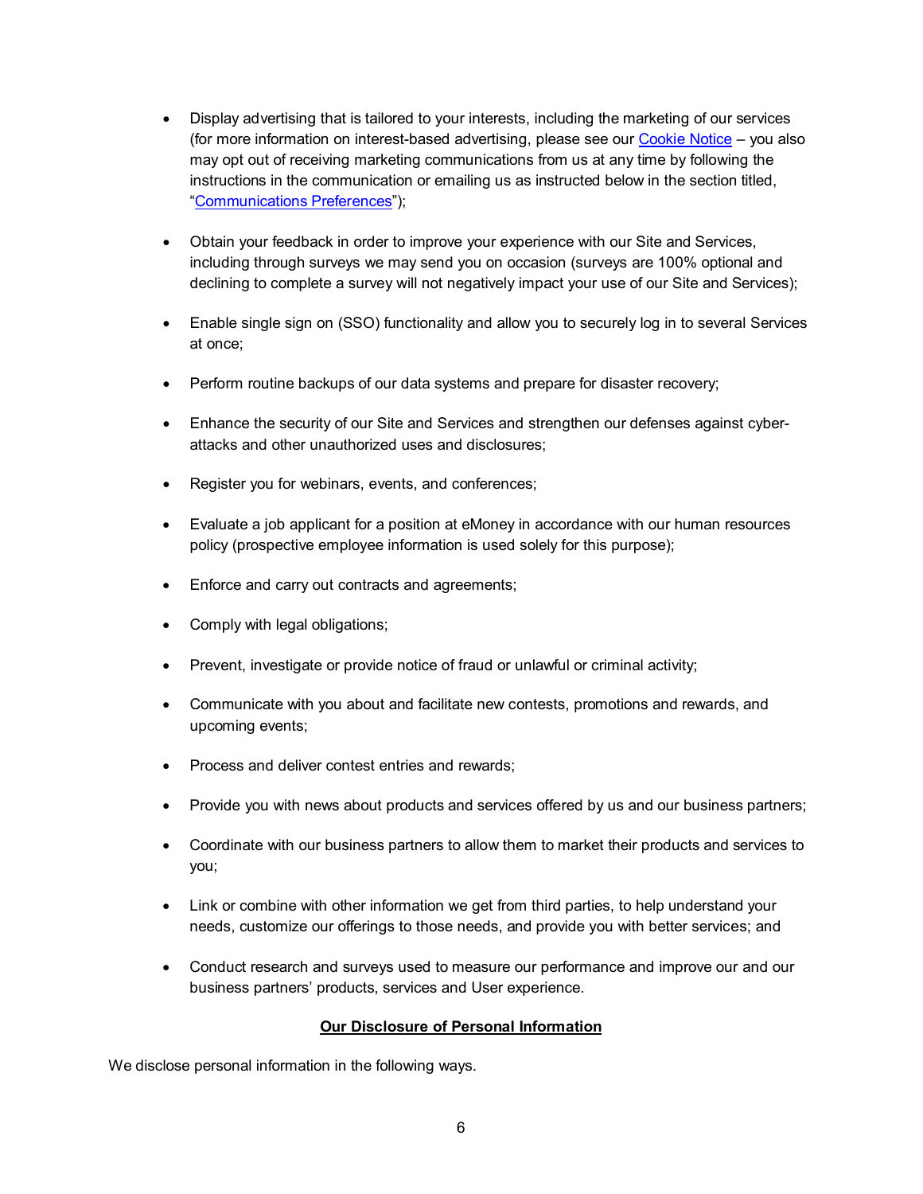- Display advertising that is tailored to your interests, including the marketing of our services (for more information on interest-based advertising, please see our Cookie Notice – you also may opt out of receiving marketing communications from us at any time by following the instructions in the communication or emailing us as instructed below in the section titled, "Communications Preferences");

- Obtain your feedback in order to improve your experience with our Site and Services, including through surveys we may send you on occasion (surveys are 100% optional and declining to complete a survey will not negatively impact your use of our Site and Services);

- Enable single sign on (SSO) functionality and allow you to securely log in to several Services at once;

- Perform routine backups of our data systems and prepare for disaster recovery;

- Enhance the security of our Site and Services and strengthen our defenses against cyber-attacks and other unauthorized uses and disclosures;

- Register you for webinars, events, and conferences;

- Evaluate a job applicant for a position at eMoney in accordance with our human resources policy (prospective employee information is used solely for this purpose);

- Enforce and carry out contracts and agreements;

- Comply with legal obligations;

- Prevent, investigate or provide notice of fraud or unlawful or criminal activity;

- Communicate with you about and facilitate new contests, promotions and rewards, and upcoming events;

- Process and deliver contest entries and rewards;

- Provide you with news about products and services offered by us and our business partners;

- Coordinate with our business partners to allow them to market their products and services to you;

- Link or combine with other information we get from third parties, to help understand your needs, customize our offerings to those needs, and provide you with better services; and

- Conduct research and surveys used to measure our performance and improve our and our business partners' products, services and User experience.

## Our Disclosure of Personal Information

We disclose personal information in the following ways.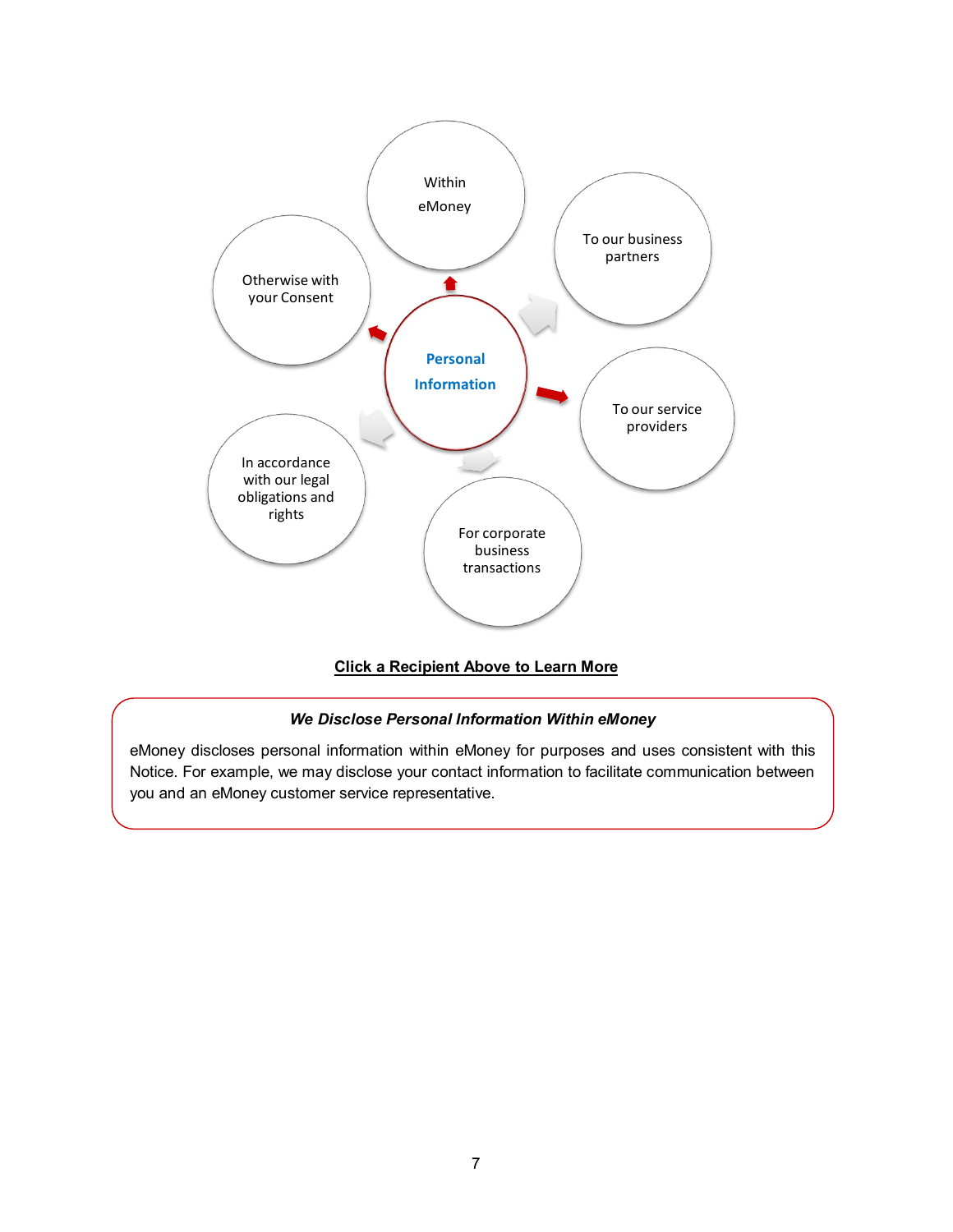Personal Information

- Within eMoney
- To our business partners
- To our service providers
- For corporate business transactions
- In accordance with our legal obligations and rights
- Otherwise with your Consent

**Click a Recipient Above to Learn More**

***We Disclose Personal Information Within eMoney***

eMoney discloses personal information within eMoney for purposes and uses consistent with this Notice. For example, we may disclose your contact information to facilitate communication between you and an eMoney customer service representative.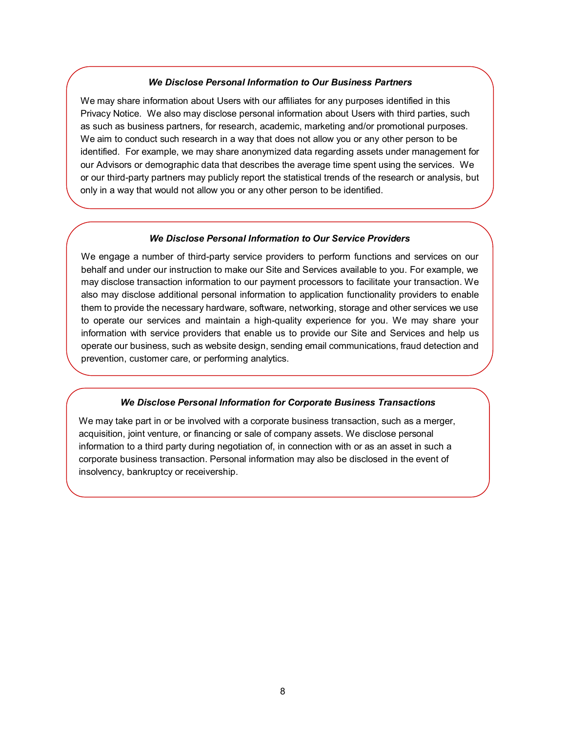### *We Disclose Personal Information to Our Business Partners*

We may share information about Users with our affiliates for any purposes identified in this Privacy Notice. We also may disclose personal information about Users with third parties, such as such as business partners, for research, academic, marketing and/or promotional purposes. We aim to conduct such research in a way that does not allow you or any other person to be identified. For example, we may share anonymized data regarding assets under management for our Advisors or demographic data that describes the average time spent using the services. We or our third-party partners may publicly report the statistical trends of the research or analysis, but only in a way that would not allow you or any other person to be identified.

### *We Disclose Personal Information to Our Service Providers*

We engage a number of third-party service providers to perform functions and services on our behalf and under our instruction to make our Site and Services available to you. For example, we may disclose transaction information to our payment processors to facilitate your transaction. We also may disclose additional personal information to application functionality providers to enable them to provide the necessary hardware, software, networking, storage and other services we use to operate our services and maintain a high-quality experience for you. We may share your information with service providers that enable us to provide our Site and Services and help us operate our business, such as website design, sending email communications, fraud detection and prevention, customer care, or performing analytics.

### *We Disclose Personal Information for Corporate Business Transactions*

We may take part in or be involved with a corporate business transaction, such as a merger, acquisition, joint venture, or financing or sale of company assets. We disclose personal information to a third party during negotiation of, in connection with or as an asset in such a corporate business transaction. Personal information may also be disclosed in the event of insolvency, bankruptcy or receivership.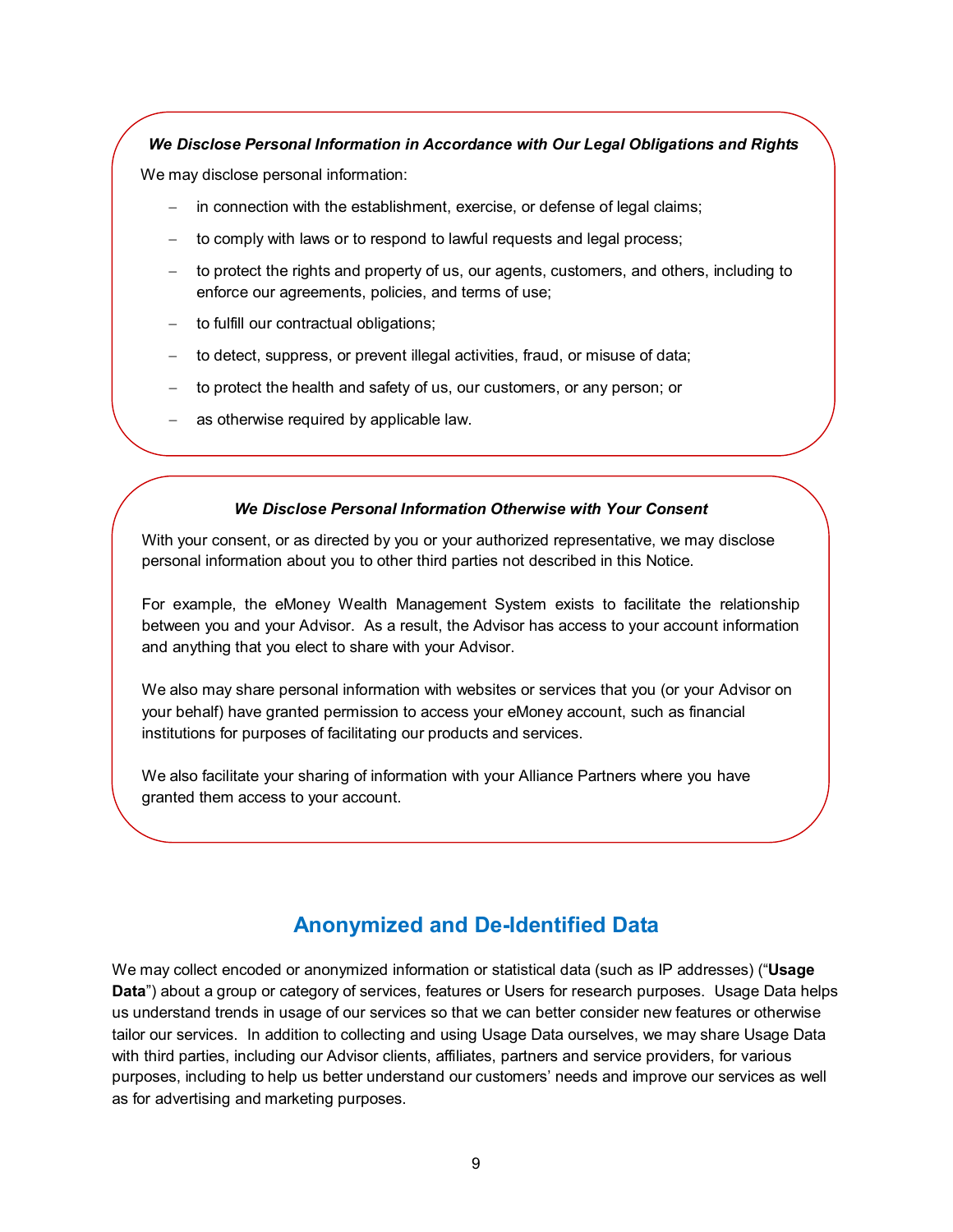***We Disclose Personal Information in Accordance with Our Legal Obligations and Rights***

We may disclose personal information:

- in connection with the establishment, exercise, or defense of legal claims;
- to comply with laws or to respond to lawful requests and legal process;
- to protect the rights and property of us, our agents, customers, and others, including to enforce our agreements, policies, and terms of use;
- to fulfill our contractual obligations;
- to detect, suppress, or prevent illegal activities, fraud, or misuse of data;
- to protect the health and safety of us, our customers, or any person; or
- as otherwise required by applicable law.

***We Disclose Personal Information Otherwise with Your Consent***

With your consent, or as directed by you or your authorized representative, we may disclose personal information about you to other third parties not described in this Notice.

For example, the eMoney Wealth Management System exists to facilitate the relationship between you and your Advisor. As a result, the Advisor has access to your account information and anything that you elect to share with your Advisor.

We also may share personal information with websites or services that you (or your Advisor on your behalf) have granted permission to access your eMoney account, such as financial institutions for purposes of facilitating our products and services.

We also facilitate your sharing of information with your Alliance Partners where you have granted them access to your account.

## Anonymized and De-Identified Data

We may collect encoded or anonymized information or statistical data (such as IP addresses) ("**Usage Data**") about a group or category of services, features or Users for research purposes. Usage Data helps us understand trends in usage of our services so that we can better consider new features or otherwise tailor our services. In addition to collecting and using Usage Data ourselves, we may share Usage Data with third parties, including our Advisor clients, affiliates, partners and service providers, for various purposes, including to help us better understand our customers' needs and improve our services as well as for advertising and marketing purposes.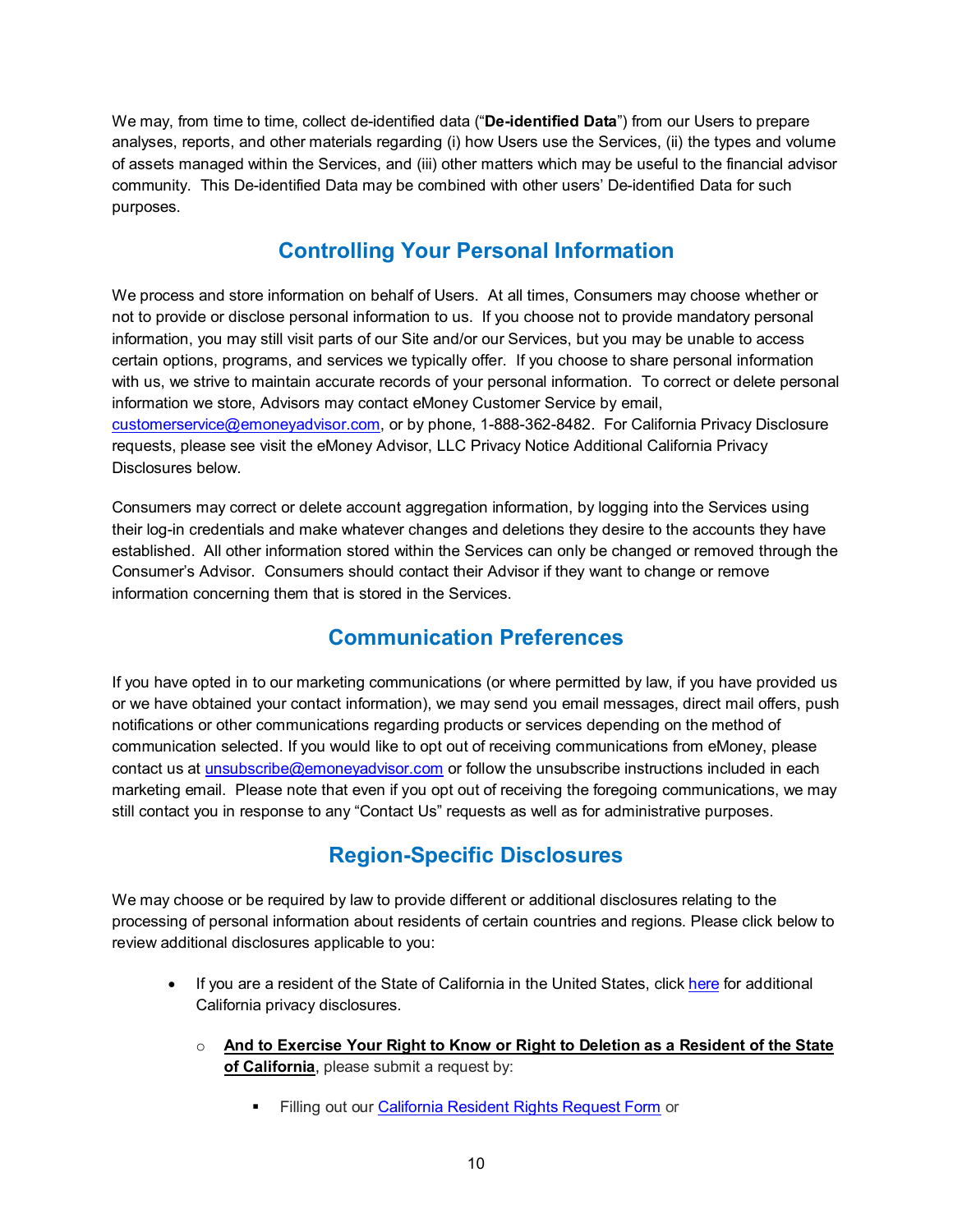We may, from time to time, collect de-identified data ("**De-identified Data**") from our Users to prepare analyses, reports, and other materials regarding (i) how Users use the Services, (ii) the types and volume of assets managed within the Services, and (iii) other matters which may be useful to the financial advisor community. This De-identified Data may be combined with other users' De-identified Data for such purposes.

## Controlling Your Personal Information

We process and store information on behalf of Users. At all times, Consumers may choose whether or not to provide or disclose personal information to us. If you choose not to provide mandatory personal information, you may still visit parts of our Site and/or our Services, but you may be unable to access certain options, programs, and services we typically offer. If you choose to share personal information with us, we strive to maintain accurate records of your personal information. To correct or delete personal information we store, Advisors may contact eMoney Customer Service by email, customerservice@emoneyadvisor.com, or by phone, 1-888-362-8482. For California Privacy Disclosure requests, please see visit the eMoney Advisor, LLC Privacy Notice Additional California Privacy Disclosures below.

Consumers may correct or delete account aggregation information, by logging into the Services using their log-in credentials and make whatever changes and deletions they desire to the accounts they have established. All other information stored within the Services can only be changed or removed through the Consumer's Advisor. Consumers should contact their Advisor if they want to change or remove information concerning them that is stored in the Services.

## Communication Preferences

If you have opted in to our marketing communications (or where permitted by law, if you have provided us or we have obtained your contact information), we may send you email messages, direct mail offers, push notifications or other communications regarding products or services depending on the method of communication selected. If you would like to opt out of receiving communications from eMoney, please contact us at unsubscribe@emoneyadvisor.com or follow the unsubscribe instructions included in each marketing email. Please note that even if you opt out of receiving the foregoing communications, we may still contact you in response to any "Contact Us" requests as well as for administrative purposes.

## Region-Specific Disclosures

We may choose or be required by law to provide different or additional disclosures relating to the processing of personal information about residents of certain countries and regions. Please click below to review additional disclosures applicable to you:

- If you are a resident of the State of California in the United States, click here for additional California privacy disclosures.
  - **And to Exercise Your Right to Know or Right to Deletion as a Resident of the State of California**, please submit a request by:
    - Filling out our California Resident Rights Request Form or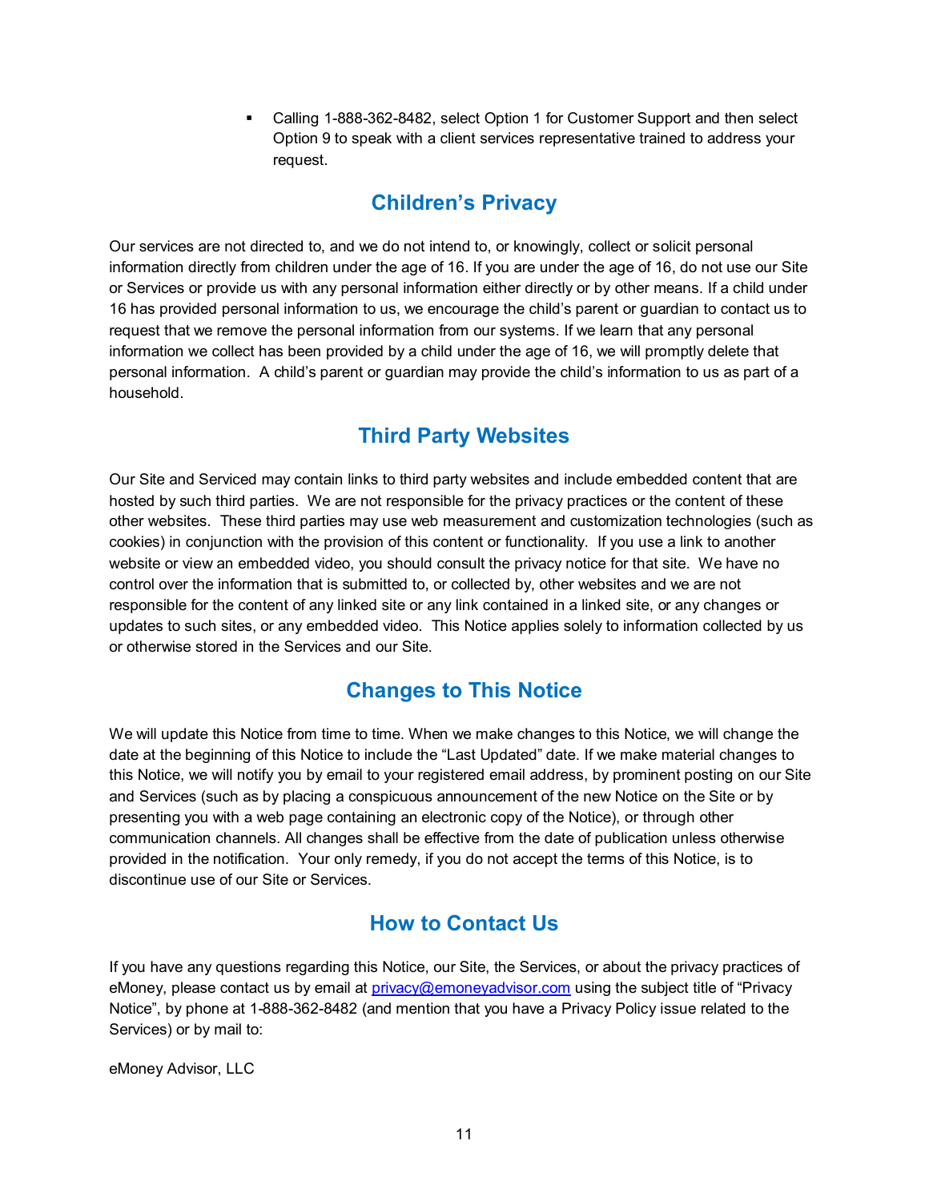- Calling 1-888-362-8482, select Option 1 for Customer Support and then select Option 9 to speak with a client services representative trained to address your request.

## Children’s Privacy

Our services are not directed to, and we do not intend to, or knowingly, collect or solicit personal information directly from children under the age of 16. If you are under the age of 16, do not use our Site or Services or provide us with any personal information either directly or by other means. If a child under 16 has provided personal information to us, we encourage the child’s parent or guardian to contact us to request that we remove the personal information from our systems. If we learn that any personal information we collect has been provided by a child under the age of 16, we will promptly delete that personal information. A child’s parent or guardian may provide the child’s information to us as part of a household.

## Third Party Websites

Our Site and Serviced may contain links to third party websites and include embedded content that are hosted by such third parties. We are not responsible for the privacy practices or the content of these other websites. These third parties may use web measurement and customization technologies (such as cookies) in conjunction with the provision of this content or functionality. If you use a link to another website or view an embedded video, you should consult the privacy notice for that site. We have no control over the information that is submitted to, or collected by, other websites and we are not responsible for the content of any linked site or any link contained in a linked site, or any changes or updates to such sites, or any embedded video. This Notice applies solely to information collected by us or otherwise stored in the Services and our Site.

## Changes to This Notice

We will update this Notice from time to time. When we make changes to this Notice, we will change the date at the beginning of this Notice to include the “Last Updated” date. If we make material changes to this Notice, we will notify you by email to your registered email address, by prominent posting on our Site and Services (such as by placing a conspicuous announcement of the new Notice on the Site or by presenting you with a web page containing an electronic copy of the Notice), or through other communication channels. All changes shall be effective from the date of publication unless otherwise provided in the notification. Your only remedy, if you do not accept the terms of this Notice, is to discontinue use of our Site or Services.

## How to Contact Us

If you have any questions regarding this Notice, our Site, the Services, or about the privacy practices of eMoney, please contact us by email at privacy@emoneyadvisor.com using the subject title of “Privacy Notice”, by phone at 1-888-362-8482 (and mention that you have a Privacy Policy issue related to the Services) or by mail to:

eMoney Advisor, LLC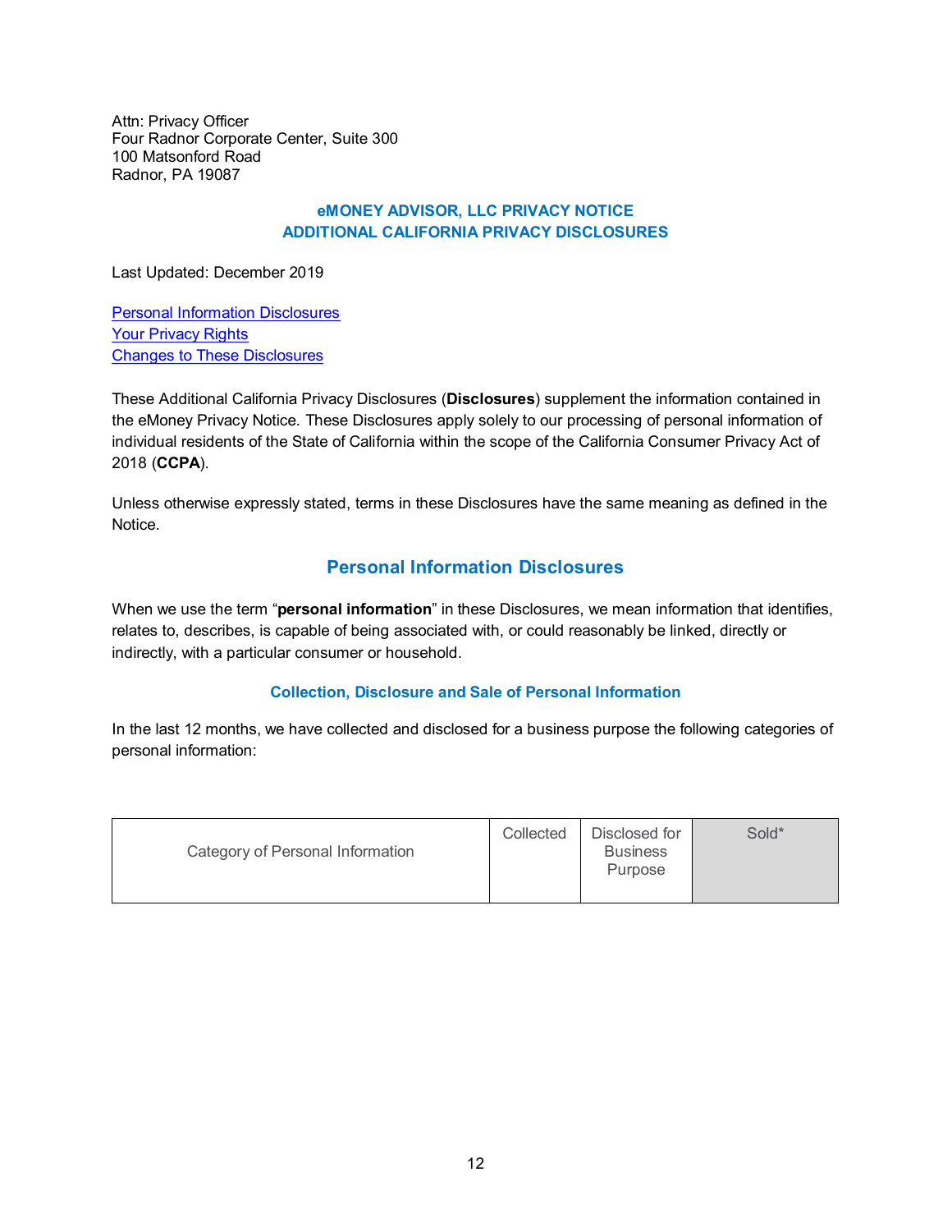Attn: Privacy Officer
Four Radnor Corporate Center, Suite 300
100 Matsonford Road
Radnor, PA 19087

## eMONEY ADVISOR, LLC PRIVACY NOTICE
## ADDITIONAL CALIFORNIA PRIVACY DISCLOSURES

Last Updated: December 2019

[Personal Information Disclosures](#personal-information-disclosures)
[Your Privacy Rights](#your-privacy-rights)
[Changes to These Disclosures](#changes-to-these-disclosures)

These Additional California Privacy Disclosures (**Disclosures**) supplement the information contained in the eMoney Privacy Notice. These Disclosures apply solely to our processing of personal information of individual residents of the State of California within the scope of the California Consumer Privacy Act of 2018 (**CCPA**).

Unless otherwise expressly stated, terms in these Disclosures have the same meaning as defined in the Notice.

## Personal Information Disclosures

When we use the term "**personal information**" in these Disclosures, we mean information that identifies, relates to, describes, is capable of being associated with, or could reasonably be linked, directly or indirectly, with a particular consumer or household.

### Collection, Disclosure and Sale of Personal Information

In the last 12 months, we have collected and disclosed for a business purpose the following categories of personal information:

| Category of Personal Information | Collected | Disclosed for Business Purpose | Sold* |
|---|---|---|---|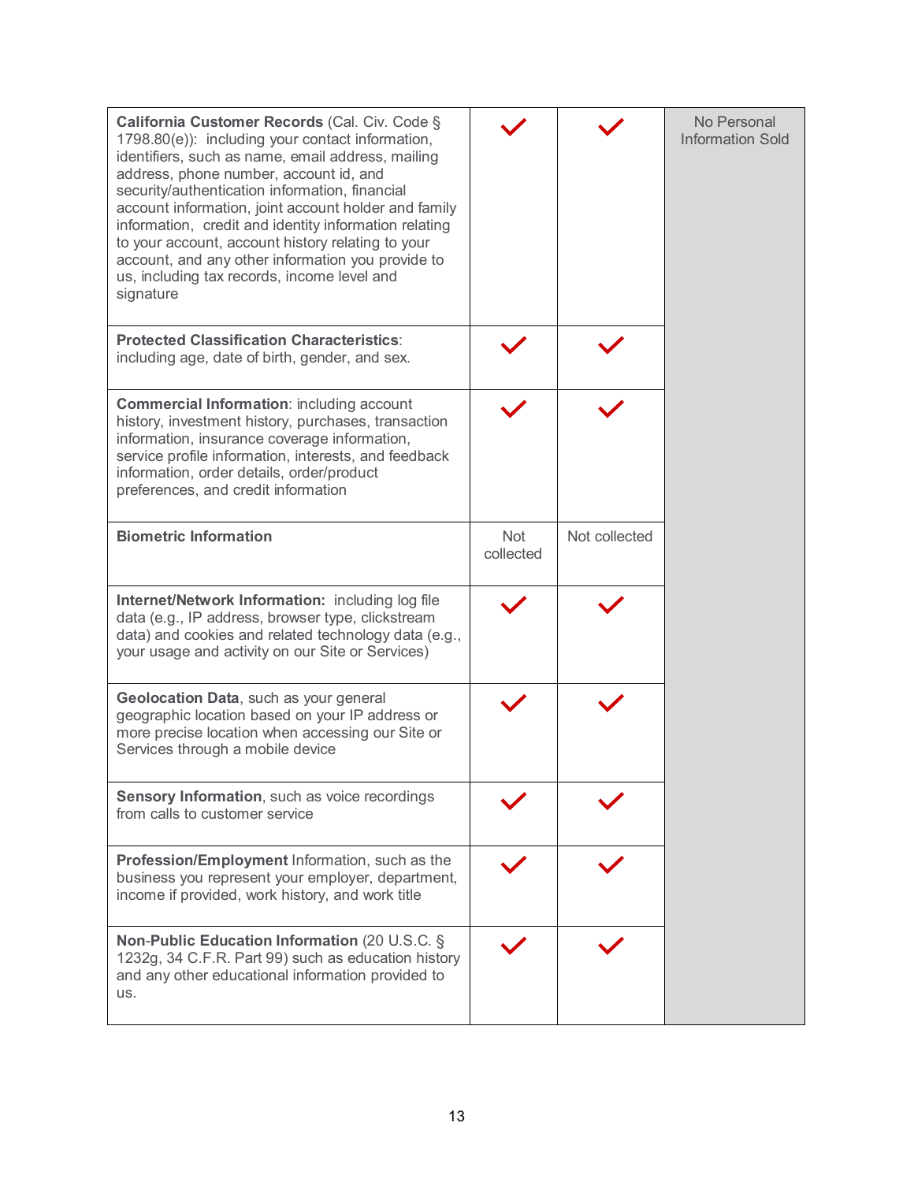| | | | |
|---|---|---|---|
| **California Customer Records** (Cal. Civ. Code § 1798.80(e)): including your contact information, identifiers, such as name, email address, mailing address, phone number, account id, and security/authentication information, financial account information, joint account holder and family information, credit and identity information relating to your account, account history relating to your account, and any other information you provide to us, including tax records, income level and signature | ✓ | ✓ | No Personal Information Sold |
| **Protected Classification Characteristics**: including age, date of birth, gender, and sex. | ✓ | ✓ | |
| **Commercial Information**: including account history, investment history, purchases, transaction information, insurance coverage information, service profile information, interests, and feedback information, order details, order/product preferences, and credit information | ✓ | ✓ | |
| **Biometric Information** | Not collected | Not collected | |
| **Internet/Network Information:** including log file data (e.g., IP address, browser type, clickstream data) and cookies and related technology data (e.g., your usage and activity on our Site or Services) | ✓ | ✓ | |
| **Geolocation Data**, such as your general geographic location based on your IP address or more precise location when accessing our Site or Services through a mobile device | ✓ | ✓ | |
| **Sensory Information**, such as voice recordings from calls to customer service | ✓ | ✓ | |
| **Profession/Employment** Information, such as the business you represent your employer, department, income if provided, work history, and work title | ✓ | ✓ | |
| **Non-Public Education Information** (20 U.S.C. § 1232g, 34 C.F.R. Part 99) such as education history and any other educational information provided to us. | ✓ | ✓ | |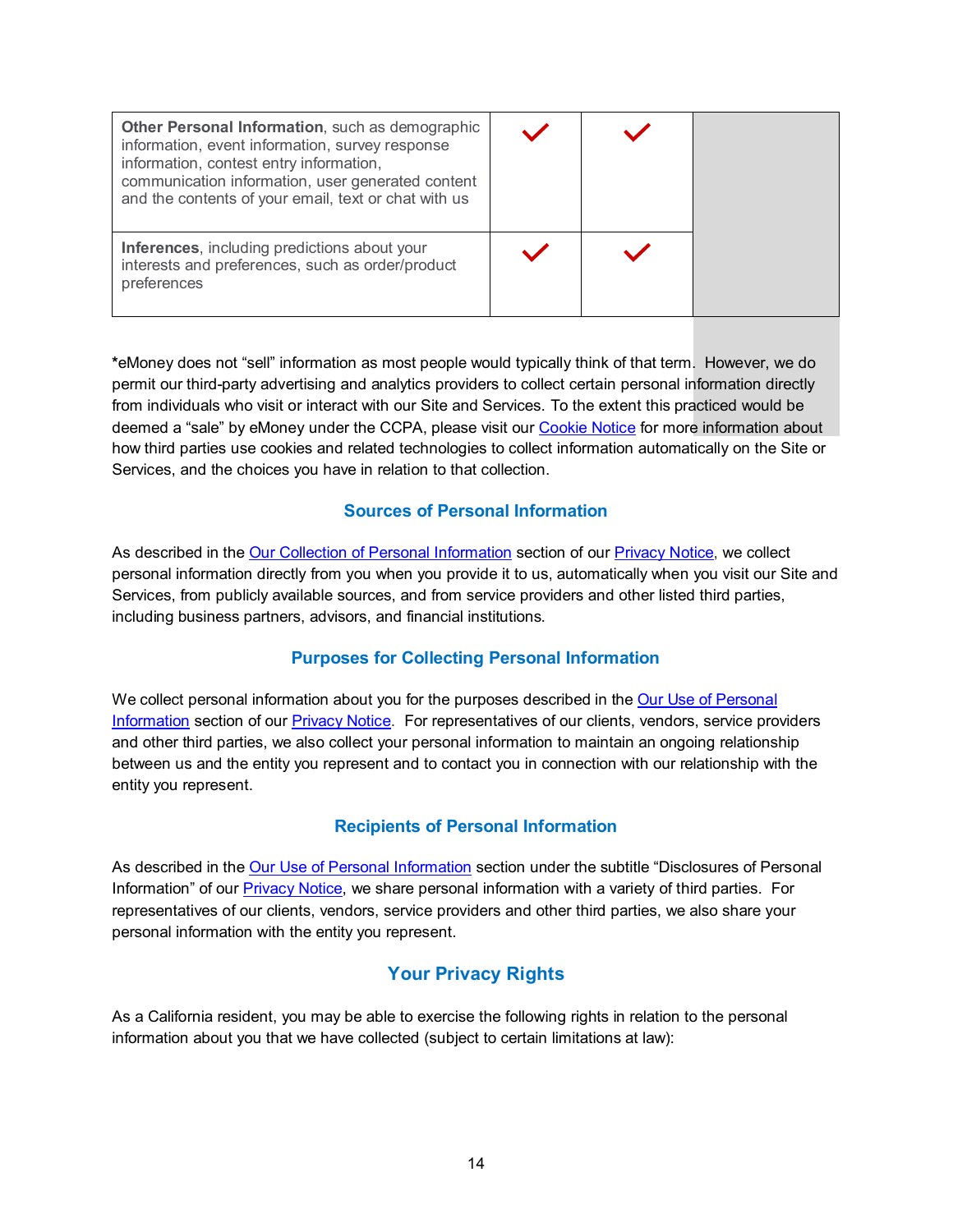| | | | |
|---|---|---|---|
| **Other Personal Information**, such as demographic information, event information, survey response information, contest entry information, communication information, user generated content and the contents of your email, text or chat with us | ✓ | ✓ | |
| **Inferences**, including predictions about your interests and preferences, such as order/product preferences | ✓ | ✓ | |

***eMoney** does not "sell" information as most people would typically think of that term. However, we do permit our third-party advertising and analytics providers to collect certain personal information directly from individuals who visit or interact with our Site and Services. To the extent this practiced would be deemed a "sale" by eMoney under the CCPA, please visit our [Cookie Notice] for more information about how third parties use cookies and related technologies to collect information automatically on the Site or Services, and the choices you have in relation to that collection.

## Sources of Personal Information

As described in the [Our Collection of Personal Information] section of our [Privacy Notice], we collect personal information directly from you when you provide it to us, automatically when you visit our Site and Services, from publicly available sources, and from service providers and other listed third parties, including business partners, advisors, and financial institutions.

## Purposes for Collecting Personal Information

We collect personal information about you for the purposes described in the [Our Use of Personal Information] section of our [Privacy Notice]. For representatives of our clients, vendors, service providers and other third parties, we also collect your personal information to maintain an ongoing relationship between us and the entity you represent and to contact you in connection with our relationship with the entity you represent.

## Recipients of Personal Information

As described in the [Our Use of Personal Information] section under the subtitle "Disclosures of Personal Information" of our [Privacy Notice], we share personal information with a variety of third parties. For representatives of our clients, vendors, service providers and other third parties, we also share your personal information with the entity you represent.

## Your Privacy Rights

As a California resident, you may be able to exercise the following rights in relation to the personal information about you that we have collected (subject to certain limitations at law):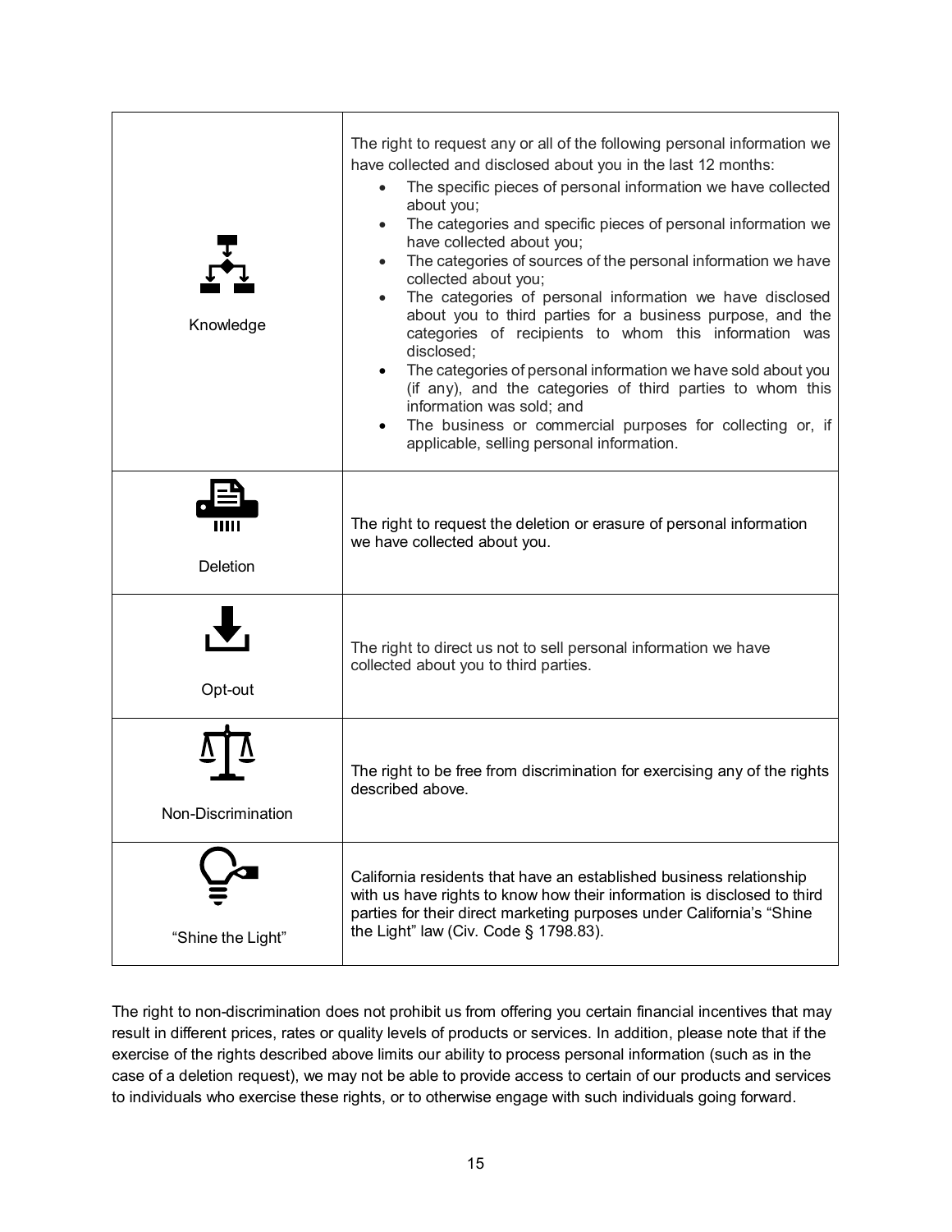| | |
|---|---|
| Knowledge | The right to request any or all of the following personal information we have collected and disclosed about you in the last 12 months:<br>• The specific pieces of personal information we have collected about you;<br>• The categories and specific pieces of personal information we have collected about you;<br>• The categories of sources of the personal information we have collected about you;<br>• The categories of personal information we have disclosed about you to third parties for a business purpose, and the categories of recipients to whom this information was disclosed;<br>• The categories of personal information we have sold about you (if any), and the categories of third parties to whom this information was sold; and<br>• The business or commercial purposes for collecting or, if applicable, selling personal information. |
| Deletion | The right to request the deletion or erasure of personal information we have collected about you. |
| Opt-out | The right to direct us not to sell personal information we have collected about you to third parties. |
| Non-Discrimination | The right to be free from discrimination for exercising any of the rights described above. |
| "Shine the Light" | California residents that have an established business relationship with us have rights to know how their information is disclosed to third parties for their direct marketing purposes under California's "Shine the Light" law (Civ. Code § 1798.83). |

The right to non-discrimination does not prohibit us from offering you certain financial incentives that may result in different prices, rates or quality levels of products or services. In addition, please note that if the exercise of the rights described above limits our ability to process personal information (such as in the case of a deletion request), we may not be able to provide access to certain of our products and services to individuals who exercise these rights, or to otherwise engage with such individuals going forward.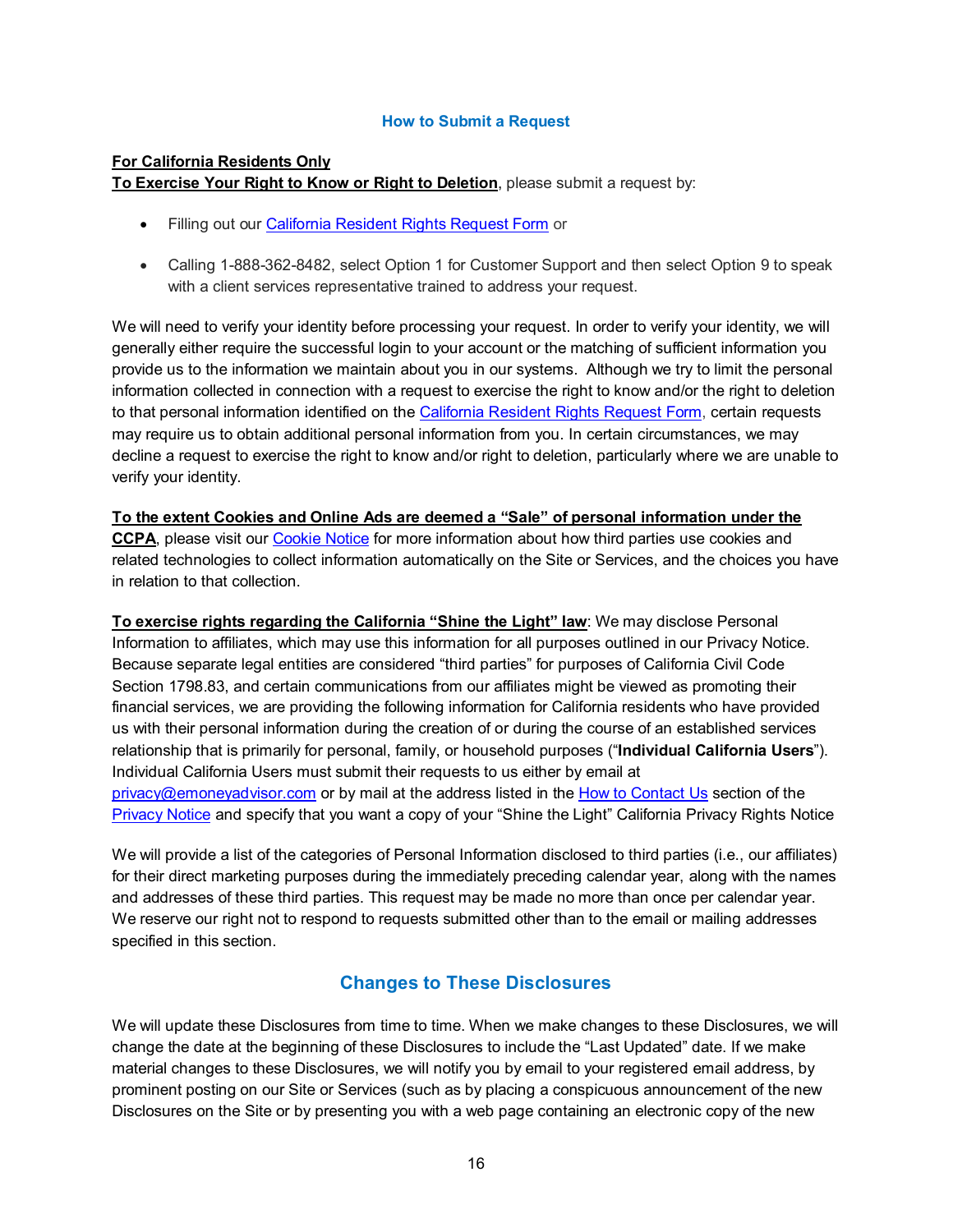### How to Submit a Request

**For California Residents Only**

**To Exercise Your Right to Know or Right to Deletion**, please submit a request by:

- Filling out our California Resident Rights Request Form or
- Calling 1-888-362-8482, select Option 1 for Customer Support and then select Option 9 to speak with a client services representative trained to address your request.

We will need to verify your identity before processing your request. In order to verify your identity, we will generally either require the successful login to your account or the matching of sufficient information you provide us to the information we maintain about you in our systems. Although we try to limit the personal information collected in connection with a request to exercise the right to know and/or the right to deletion to that personal information identified on the California Resident Rights Request Form, certain requests may require us to obtain additional personal information from you. In certain circumstances, we may decline a request to exercise the right to know and/or right to deletion, particularly where we are unable to verify your identity.

**To the extent Cookies and Online Ads are deemed a "Sale" of personal information under the CCPA**, please visit our Cookie Notice for more information about how third parties use cookies and related technologies to collect information automatically on the Site or Services, and the choices you have in relation to that collection.

**To exercise rights regarding the California "Shine the Light" law**: We may disclose Personal Information to affiliates, which may use this information for all purposes outlined in our Privacy Notice. Because separate legal entities are considered "third parties" for purposes of California Civil Code Section 1798.83, and certain communications from our affiliates might be viewed as promoting their financial services, we are providing the following information for California residents who have provided us with their personal information during the creation of or during the course of an established services relationship that is primarily for personal, family, or household purposes ("**Individual California Users**"). Individual California Users must submit their requests to us either by email at privacy@emoneyadvisor.com or by mail at the address listed in the How to Contact Us section of the Privacy Notice and specify that you want a copy of your "Shine the Light" California Privacy Rights Notice

We will provide a list of the categories of Personal Information disclosed to third parties (i.e., our affiliates) for their direct marketing purposes during the immediately preceding calendar year, along with the names and addresses of these third parties. This request may be made no more than once per calendar year. We reserve our right not to respond to requests submitted other than to the email or mailing addresses specified in this section.

## Changes to These Disclosures

We will update these Disclosures from time to time. When we make changes to these Disclosures, we will change the date at the beginning of these Disclosures to include the "Last Updated" date. If we make material changes to these Disclosures, we will notify you by email to your registered email address, by prominent posting on our Site or Services (such as by placing a conspicuous announcement of the new Disclosures on the Site or by presenting you with a web page containing an electronic copy of the new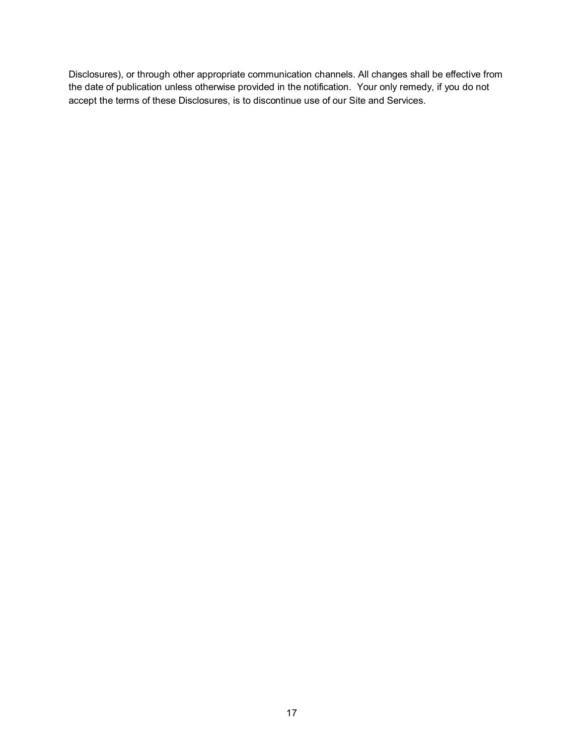Disclosures), or through other appropriate communication channels. All changes shall be effective from the date of publication unless otherwise provided in the notification. Your only remedy, if you do not accept the terms of these Disclosures, is to discontinue use of our Site and Services.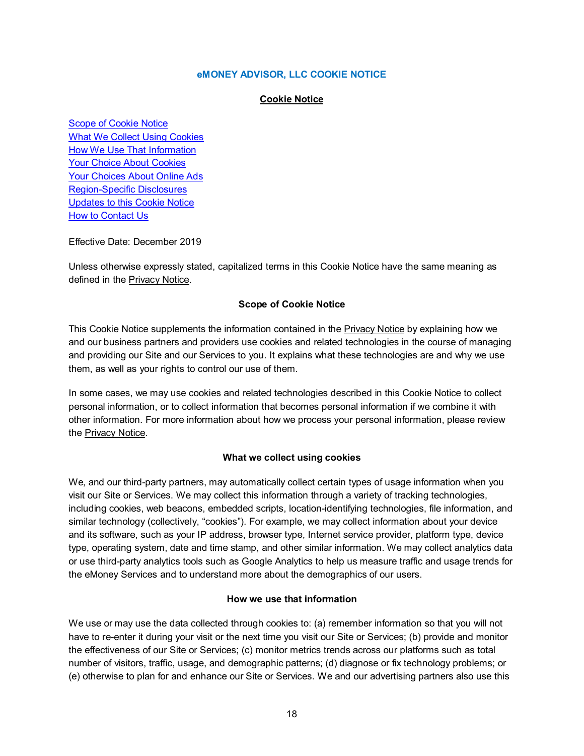# eMONEY ADVISOR, LLC COOKIE NOTICE

## Cookie Notice

[Scope of Cookie Notice](#)
[What We Collect Using Cookies](#)
[How We Use That Information](#)
[Your Choice About Cookies](#)
[Your Choices About Online Ads](#)
[Region-Specific Disclosures](#)
[Updates to this Cookie Notice](#)
[How to Contact Us](#)

Effective Date: December 2019

Unless otherwise expressly stated, capitalized terms in this Cookie Notice have the same meaning as defined in the Privacy Notice.

### Scope of Cookie Notice

This Cookie Notice supplements the information contained in the Privacy Notice by explaining how we and our business partners and providers use cookies and related technologies in the course of managing and providing our Site and our Services to you. It explains what these technologies are and why we use them, as well as your rights to control our use of them.

In some cases, we may use cookies and related technologies described in this Cookie Notice to collect personal information, or to collect information that becomes personal information if we combine it with other information. For more information about how we process your personal information, please review the Privacy Notice.

### What we collect using cookies

We, and our third-party partners, may automatically collect certain types of usage information when you visit our Site or Services. We may collect this information through a variety of tracking technologies, including cookies, web beacons, embedded scripts, location-identifying technologies, file information, and similar technology (collectively, "cookies"). For example, we may collect information about your device and its software, such as your IP address, browser type, Internet service provider, platform type, device type, operating system, date and time stamp, and other similar information. We may collect analytics data or use third-party analytics tools such as Google Analytics to help us measure traffic and usage trends for the eMoney Services and to understand more about the demographics of our users.

### How we use that information

We use or may use the data collected through cookies to: (a) remember information so that you will not have to re-enter it during your visit or the next time you visit our Site or Services; (b) provide and monitor the effectiveness of our Site or Services; (c) monitor metrics trends across our platforms such as total number of visitors, traffic, usage, and demographic patterns; (d) diagnose or fix technology problems; or (e) otherwise to plan for and enhance our Site or Services. We and our advertising partners also use this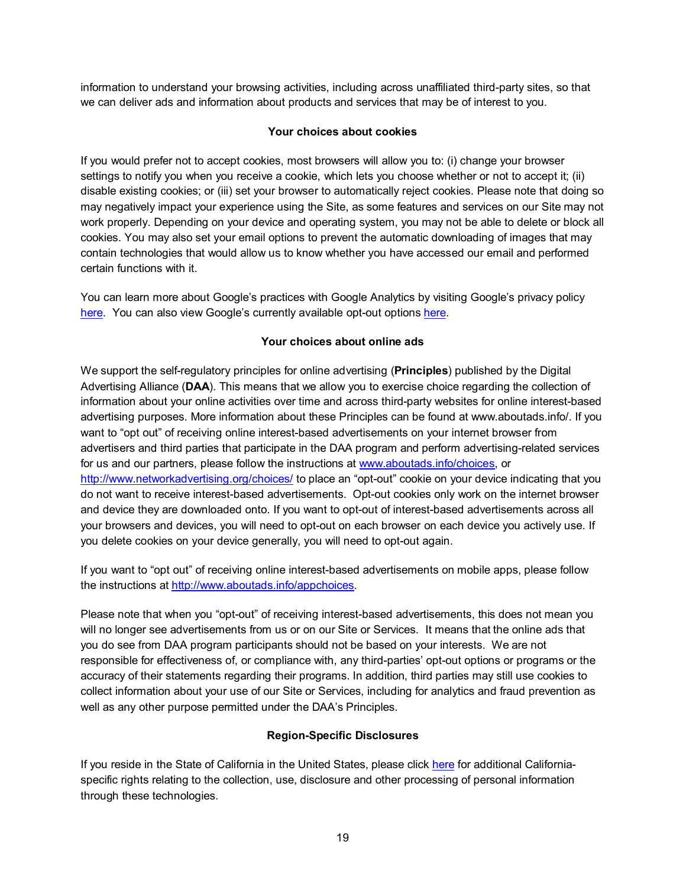information to understand your browsing activities, including across unaffiliated third-party sites, so that we can deliver ads and information about products and services that may be of interest to you.

**Your choices about cookies**

If you would prefer not to accept cookies, most browsers will allow you to: (i) change your browser settings to notify you when you receive a cookie, which lets you choose whether or not to accept it; (ii) disable existing cookies; or (iii) set your browser to automatically reject cookies. Please note that doing so may negatively impact your experience using the Site, as some features and services on our Site may not work properly. Depending on your device and operating system, you may not be able to delete or block all cookies. You may also set your email options to prevent the automatic downloading of images that may contain technologies that would allow us to know whether you have accessed our email and performed certain functions with it.

You can learn more about Google's practices with Google Analytics by visiting Google's privacy policy here. You can also view Google's currently available opt-out options here.

**Your choices about online ads**

We support the self-regulatory principles for online advertising (**Principles**) published by the Digital Advertising Alliance (**DAA**). This means that we allow you to exercise choice regarding the collection of information about your online activities over time and across third-party websites for online interest-based advertising purposes. More information about these Principles can be found at www.aboutads.info/. If you want to "opt out" of receiving online interest-based advertisements on your internet browser from advertisers and third parties that participate in the DAA program and perform advertising-related services for us and our partners, please follow the instructions at www.aboutads.info/choices, or http://www.networkadvertising.org/choices/ to place an "opt-out" cookie on your device indicating that you do not want to receive interest-based advertisements. Opt-out cookies only work on the internet browser and device they are downloaded onto. If you want to opt-out of interest-based advertisements across all your browsers and devices, you will need to opt-out on each browser on each device you actively use. If you delete cookies on your device generally, you will need to opt-out again.

If you want to "opt out" of receiving online interest-based advertisements on mobile apps, please follow the instructions at http://www.aboutads.info/appchoices.

Please note that when you "opt-out" of receiving interest-based advertisements, this does not mean you will no longer see advertisements from us or on our Site or Services. It means that the online ads that you do see from DAA program participants should not be based on your interests. We are not responsible for effectiveness of, or compliance with, any third-parties' opt-out options or programs or the accuracy of their statements regarding their programs. In addition, third parties may still use cookies to collect information about your use of our Site or Services, including for analytics and fraud prevention as well as any other purpose permitted under the DAA's Principles.

**Region-Specific Disclosures**

If you reside in the State of California in the United States, please click here for additional California-specific rights relating to the collection, use, disclosure and other processing of personal information through these technologies.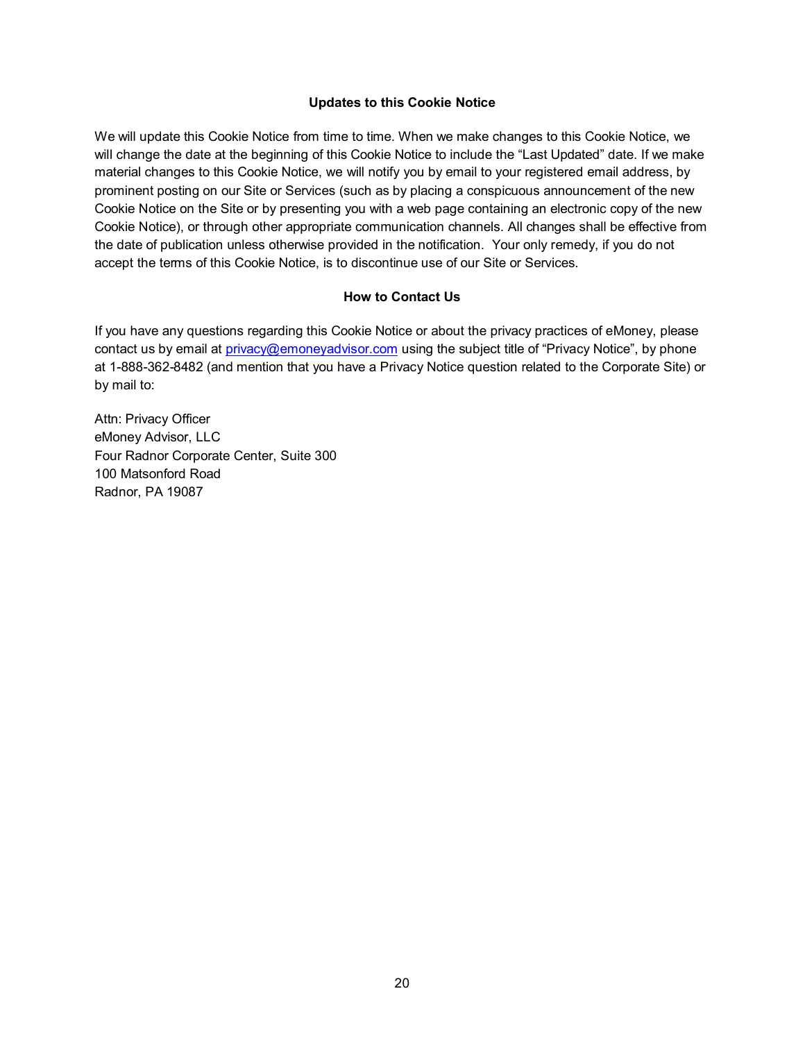## Updates to this Cookie Notice

We will update this Cookie Notice from time to time. When we make changes to this Cookie Notice, we will change the date at the beginning of this Cookie Notice to include the "Last Updated" date. If we make material changes to this Cookie Notice, we will notify you by email to your registered email address, by prominent posting on our Site or Services (such as by placing a conspicuous announcement of the new Cookie Notice on the Site or by presenting you with a web page containing an electronic copy of the new Cookie Notice), or through other appropriate communication channels. All changes shall be effective from the date of publication unless otherwise provided in the notification. Your only remedy, if you do not accept the terms of this Cookie Notice, is to discontinue use of our Site or Services.

## How to Contact Us

If you have any questions regarding this Cookie Notice or about the privacy practices of eMoney, please contact us by email at privacy@emoneyadvisor.com using the subject title of "Privacy Notice", by phone at 1-888-362-8482 (and mention that you have a Privacy Notice question related to the Corporate Site) or by mail to:

Attn: Privacy Officer
eMoney Advisor, LLC
Four Radnor Corporate Center, Suite 300
100 Matsonford Road
Radnor, PA 19087